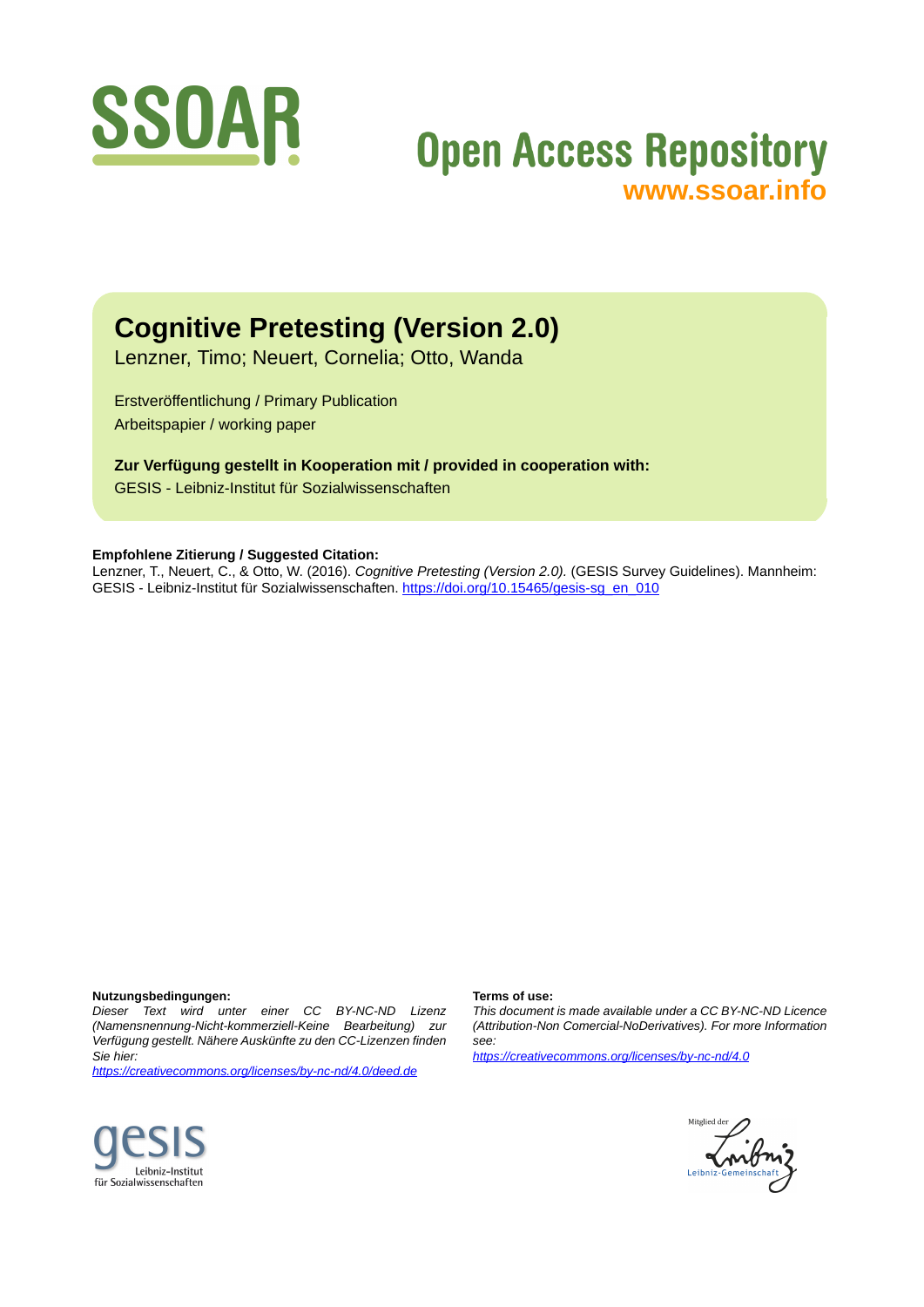SSOAR

Open Access Repository
www.ssoar.info

# Cognitive Pretesting (Version 2.0)

Lenzner, Timo; Neuert, Cornelia; Otto, Wanda

Erstveröffentlichung / Primary Publication
Arbeitspapier / working paper

**Zur Verfügung gestellt in Kooperation mit / provided in cooperation with:**
GESIS - Leibniz-Institut für Sozialwissenschaften

**Empfohlene Zitierung / Suggested Citation:**
Lenzner, T., Neuert, C., & Otto, W. (2016). *Cognitive Pretesting (Version 2.0).* (GESIS Survey Guidelines). Mannheim: GESIS - Leibniz-Institut für Sozialwissenschaften. https://doi.org/10.15465/gesis-sg_en_010

**Nutzungsbedingungen:**
*Dieser Text wird unter einer CC BY-NC-ND Lizenz (Namensnennung-Nicht-kommerziell-Keine Bearbeitung) zur Verfügung gestellt. Nähere Auskünfte zu den CC-Lizenzen finden Sie hier:*
*https://creativecommons.org/licenses/by-nc-nd/4.0/deed.de*

**Terms of use:**
*This document is made available under a CC BY-NC-ND Licence (Attribution-Non Comercial-NoDerivatives). For more Information see:*
*https://creativecommons.org/licenses/by-nc-nd/4.0*

gesis Leibniz-Institut für Sozialwissenschaften

Mitglied der Leibniz-Gemeinschaft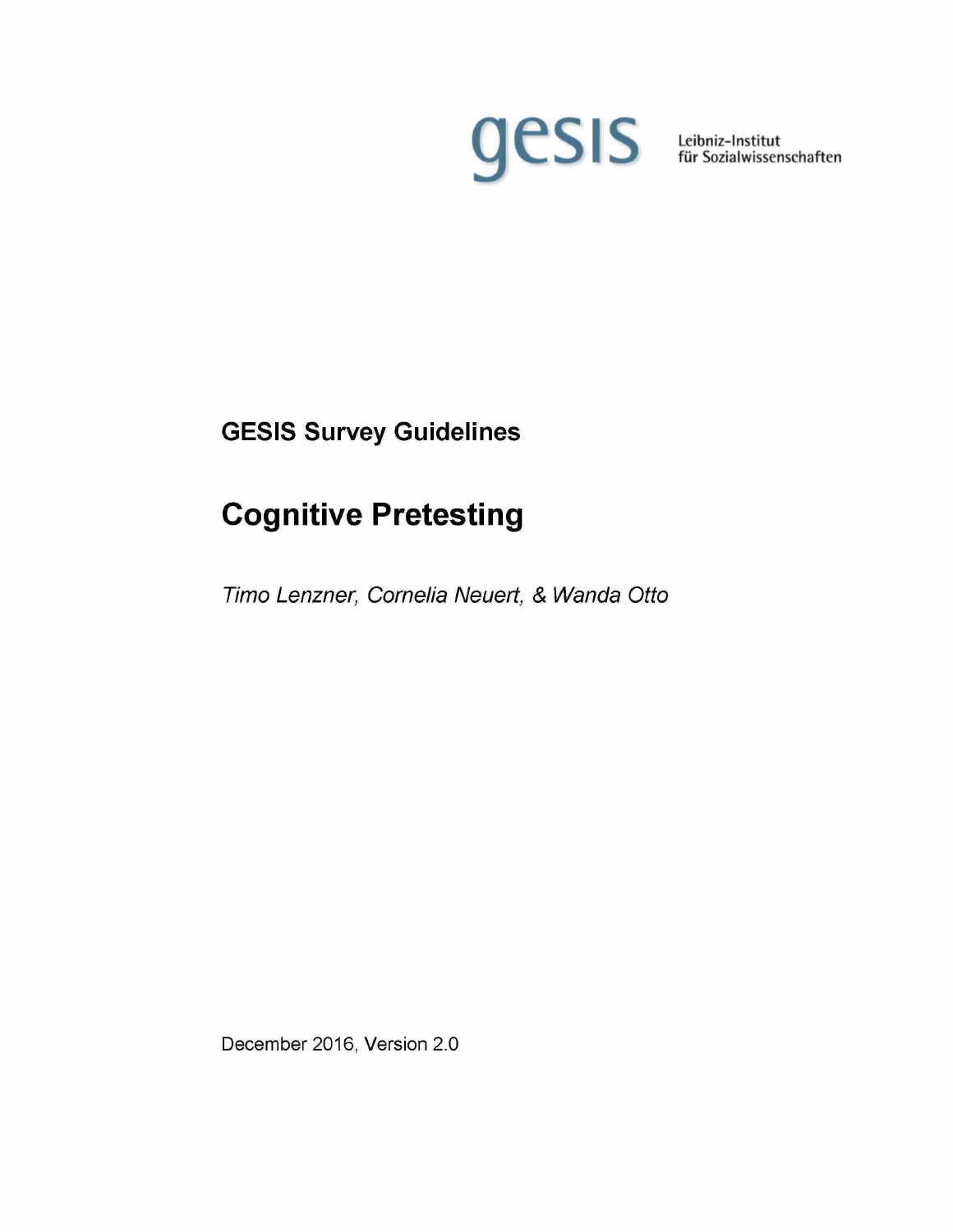gesis Leibniz-Institut für Sozialwissenschaften

GESIS Survey Guidelines

# Cognitive Pretesting

*Timo Lenzner, Cornelia Neuert, & Wanda Otto*

December 2016, Version 2.0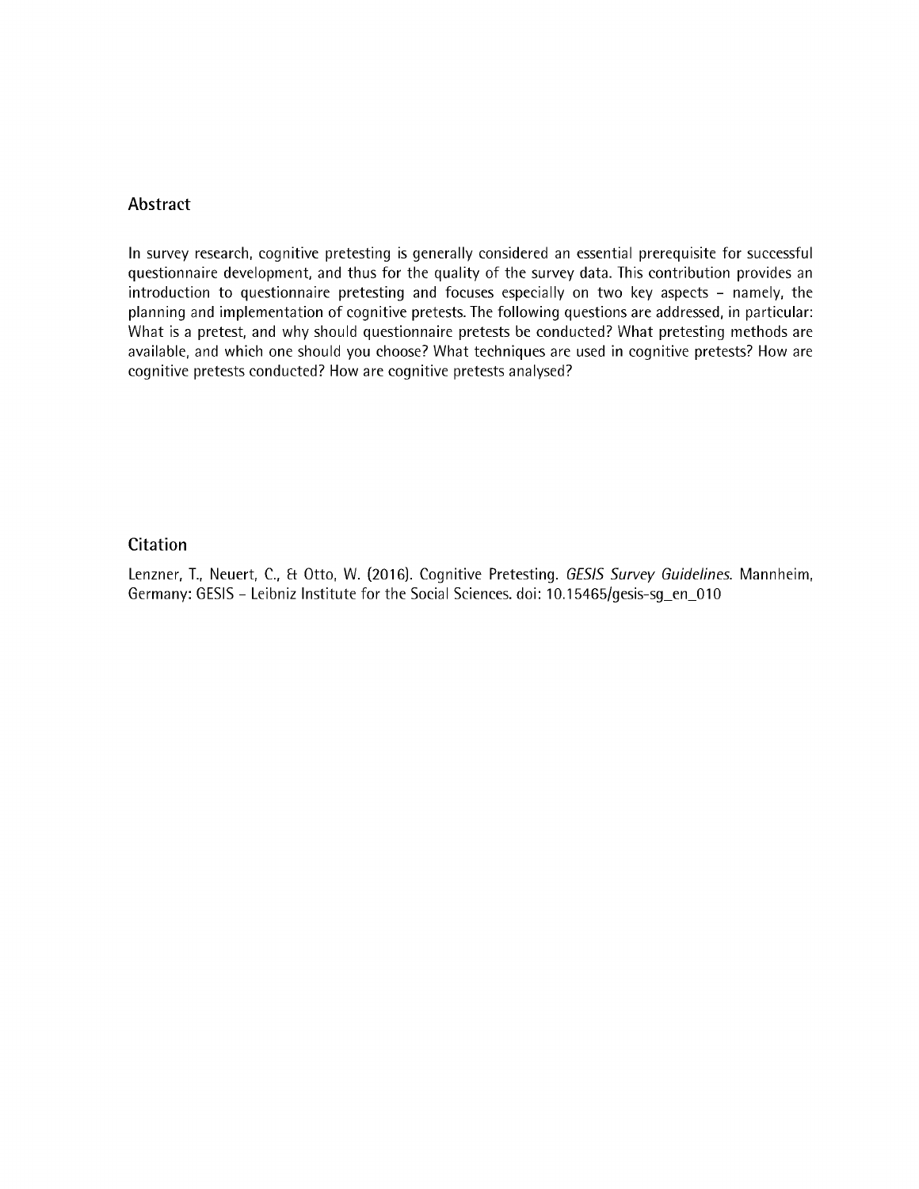## Abstract

In survey research, cognitive pretesting is generally considered an essential prerequisite for successful questionnaire development, and thus for the quality of the survey data. This contribution provides an introduction to questionnaire pretesting and focuses especially on two key aspects – namely, the planning and implementation of cognitive pretests. The following questions are addressed, in particular: What is a pretest, and why should questionnaire pretests be conducted? What pretesting methods are available, and which one should you choose? What techniques are used in cognitive pretests? How are cognitive pretests conducted? How are cognitive pretests analysed?

## Citation

Lenzner, T., Neuert, C., & Otto, W. (2016). Cognitive Pretesting. *GESIS Survey Guidelines*. Mannheim, Germany: GESIS – Leibniz Institute for the Social Sciences. doi: 10.15465/gesis-sg_en_010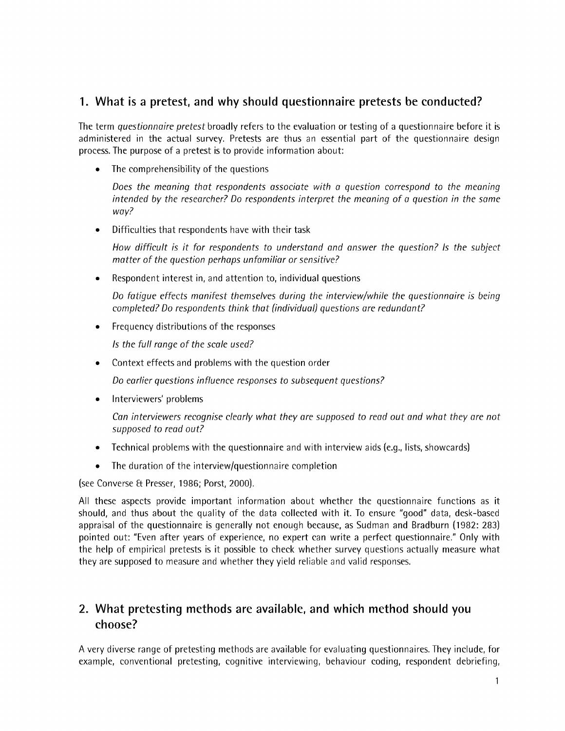## 1. What is a pretest, and why should questionnaire pretests be conducted?

The term *questionnaire pretest* broadly refers to the evaluation or testing of a questionnaire before it is administered in the actual survey. Pretests are thus an essential part of the questionnaire design process. The purpose of a pretest is to provide information about:

- The comprehensibility of the questions

  *Does the meaning that respondents associate with a question correspond to the meaning intended by the researcher? Do respondents interpret the meaning of a question in the same way?*

- Difficulties that respondents have with their task

  *How difficult is it for respondents to understand and answer the question? Is the subject matter of the question perhaps unfamiliar or sensitive?*

- Respondent interest in, and attention to, individual questions

  *Do fatigue effects manifest themselves during the interview/while the questionnaire is being completed? Do respondents think that (individual) questions are redundant?*

- Frequency distributions of the responses

  *Is the full range of the scale used?*

- Context effects and problems with the question order

  *Do earlier questions influence responses to subsequent questions?*

- Interviewers' problems

  *Can interviewers recognise clearly what they are supposed to read out and what they are not supposed to read out?*

- Technical problems with the questionnaire and with interview aids (e.g., lists, showcards)
- The duration of the interview/questionnaire completion

(see Converse & Presser, 1986; Porst, 2000).

All these aspects provide important information about whether the questionnaire functions as it should, and thus about the quality of the data collected with it. To ensure "good" data, desk-based appraisal of the questionnaire is generally not enough because, as Sudman and Bradburn (1982: 283) pointed out: "Even after years of experience, no expert can write a perfect questionnaire." Only with the help of empirical pretests is it possible to check whether survey questions actually measure what they are supposed to measure and whether they yield reliable and valid responses.

## 2. What pretesting methods are available, and which method should you choose?

A very diverse range of pretesting methods are available for evaluating questionnaires. They include, for example, conventional pretesting, cognitive interviewing, behaviour coding, respondent debriefing,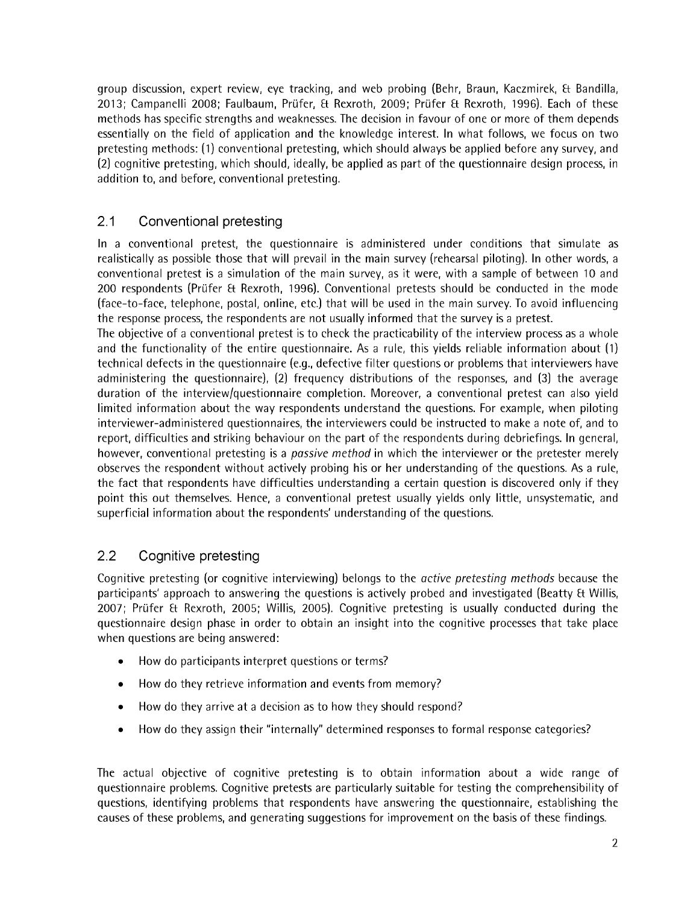group discussion, expert review, eye tracking, and web probing (Behr, Braun, Kaczmirek, & Bandilla, 2013; Campanelli 2008; Faulbaum, Prüfer, & Rexroth, 2009; Prüfer & Rexroth, 1996). Each of these methods has specific strengths and weaknesses. The decision in favour of one or more of them depends essentially on the field of application and the knowledge interest. In what follows, we focus on two pretesting methods: (1) conventional pretesting, which should always be applied before any survey, and (2) cognitive pretesting, which should, ideally, be applied as part of the questionnaire design process, in addition to, and before, conventional pretesting.

## 2.1 Conventional pretesting

In a conventional pretest, the questionnaire is administered under conditions that simulate as realistically as possible those that will prevail in the main survey (rehearsal piloting). In other words, a conventional pretest is a simulation of the main survey, as it were, with a sample of between 10 and 200 respondents (Prüfer & Rexroth, 1996). Conventional pretests should be conducted in the mode (face-to-face, telephone, postal, online, etc.) that will be used in the main survey. To avoid influencing the response process, the respondents are not usually informed that the survey is a pretest.

The objective of a conventional pretest is to check the practicability of the interview process as a whole and the functionality of the entire questionnaire. As a rule, this yields reliable information about (1) technical defects in the questionnaire (e.g., defective filter questions or problems that interviewers have administering the questionnaire), (2) frequency distributions of the responses, and (3) the average duration of the interview/questionnaire completion. Moreover, a conventional pretest can also yield limited information about the way respondents understand the questions. For example, when piloting interviewer-administered questionnaires, the interviewers could be instructed to make a note of, and to report, difficulties and striking behaviour on the part of the respondents during debriefings. In general, however, conventional pretesting is a *passive method* in which the interviewer or the pretester merely observes the respondent without actively probing his or her understanding of the questions. As a rule, the fact that respondents have difficulties understanding a certain question is discovered only if they point this out themselves. Hence, a conventional pretest usually yields only little, unsystematic, and superficial information about the respondents' understanding of the questions.

## 2.2 Cognitive pretesting

Cognitive pretesting (or cognitive interviewing) belongs to the *active pretesting methods* because the participants' approach to answering the questions is actively probed and investigated (Beatty & Willis, 2007; Prüfer & Rexroth, 2005; Willis, 2005). Cognitive pretesting is usually conducted during the questionnaire design phase in order to obtain an insight into the cognitive processes that take place when questions are being answered:

- How do participants interpret questions or terms?
- How do they retrieve information and events from memory?
- How do they arrive at a decision as to how they should respond?
- How do they assign their "internally" determined responses to formal response categories?

The actual objective of cognitive pretesting is to obtain information about a wide range of questionnaire problems. Cognitive pretests are particularly suitable for testing the comprehensibility of questions, identifying problems that respondents have answering the questionnaire, establishing the causes of these problems, and generating suggestions for improvement on the basis of these findings.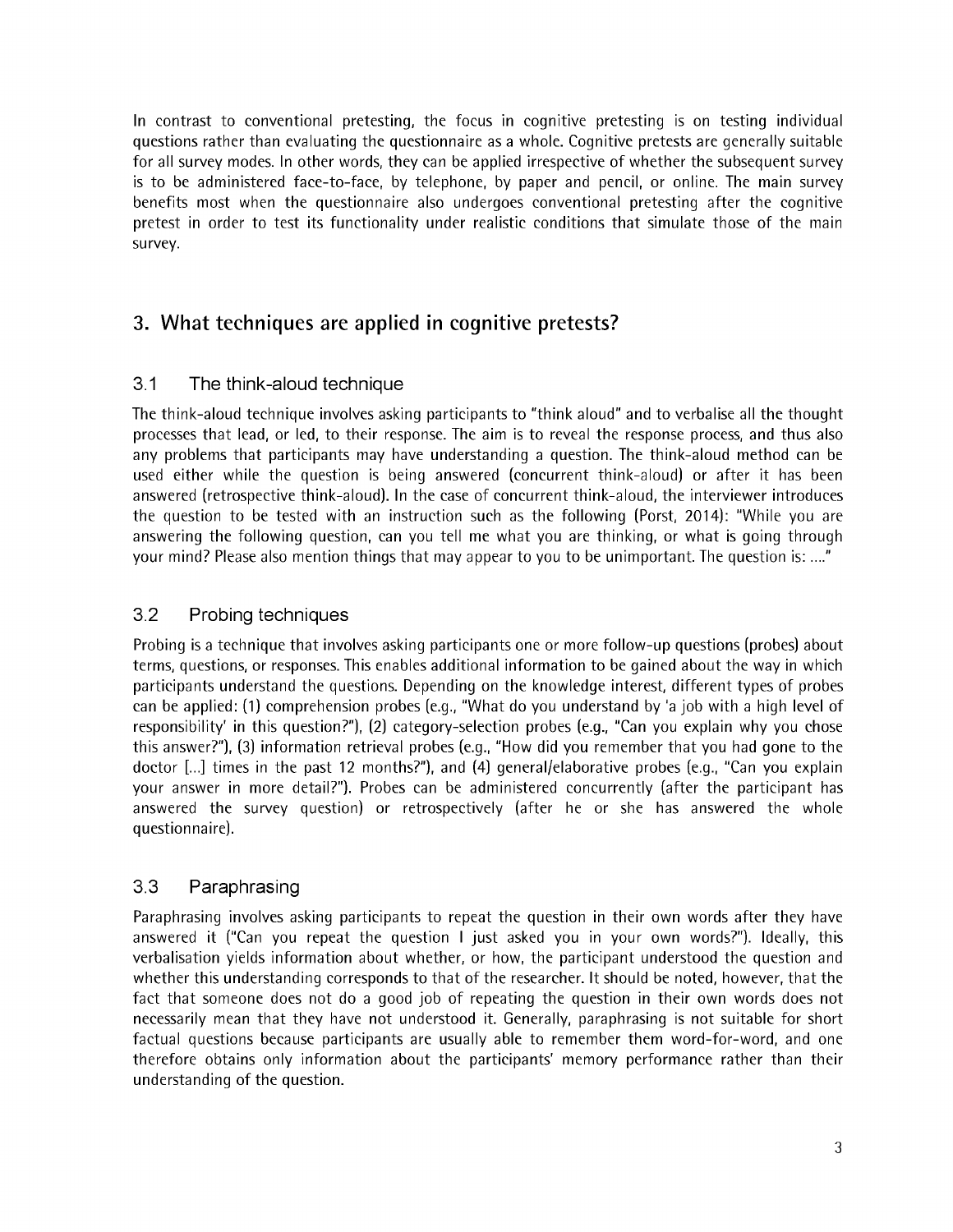In contrast to conventional pretesting, the focus in cognitive pretesting is on testing individual questions rather than evaluating the questionnaire as a whole. Cognitive pretests are generally suitable for all survey modes. In other words, they can be applied irrespective of whether the subsequent survey is to be administered face-to-face, by telephone, by paper and pencil, or online. The main survey benefits most when the questionnaire also undergoes conventional pretesting after the cognitive pretest in order to test its functionality under realistic conditions that simulate those of the main survey.

## 3. What techniques are applied in cognitive pretests?

### 3.1 The think-aloud technique

The think-aloud technique involves asking participants to "think aloud" and to verbalise all the thought processes that lead, or led, to their response. The aim is to reveal the response process, and thus also any problems that participants may have understanding a question. The think-aloud method can be used either while the question is being answered (concurrent think-aloud) or after it has been answered (retrospective think-aloud). In the case of concurrent think-aloud, the interviewer introduces the question to be tested with an instruction such as the following (Porst, 2014): "While you are answering the following question, can you tell me what you are thinking, or what is going through your mind? Please also mention things that may appear to you to be unimportant. The question is: …."

### 3.2 Probing techniques

Probing is a technique that involves asking participants one or more follow-up questions (probes) about terms, questions, or responses. This enables additional information to be gained about the way in which participants understand the questions. Depending on the knowledge interest, different types of probes can be applied: (1) comprehension probes (e.g., "What do you understand by 'a job with a high level of responsibility' in this question?"), (2) category-selection probes (e.g., "Can you explain why you chose this answer?"), (3) information retrieval probes (e.g., "How did you remember that you had gone to the doctor […] times in the past 12 months?"), and (4) general/elaborative probes (e.g., "Can you explain your answer in more detail?"). Probes can be administered concurrently (after the participant has answered the survey question) or retrospectively (after he or she has answered the whole questionnaire).

### 3.3 Paraphrasing

Paraphrasing involves asking participants to repeat the question in their own words after they have answered it ("Can you repeat the question I just asked you in your own words?"). Ideally, this verbalisation yields information about whether, or how, the participant understood the question and whether this understanding corresponds to that of the researcher. It should be noted, however, that the fact that someone does not do a good job of repeating the question in their own words does not necessarily mean that they have not understood it. Generally, paraphrasing is not suitable for short factual questions because participants are usually able to remember them word-for-word, and one therefore obtains only information about the participants' memory performance rather than their understanding of the question.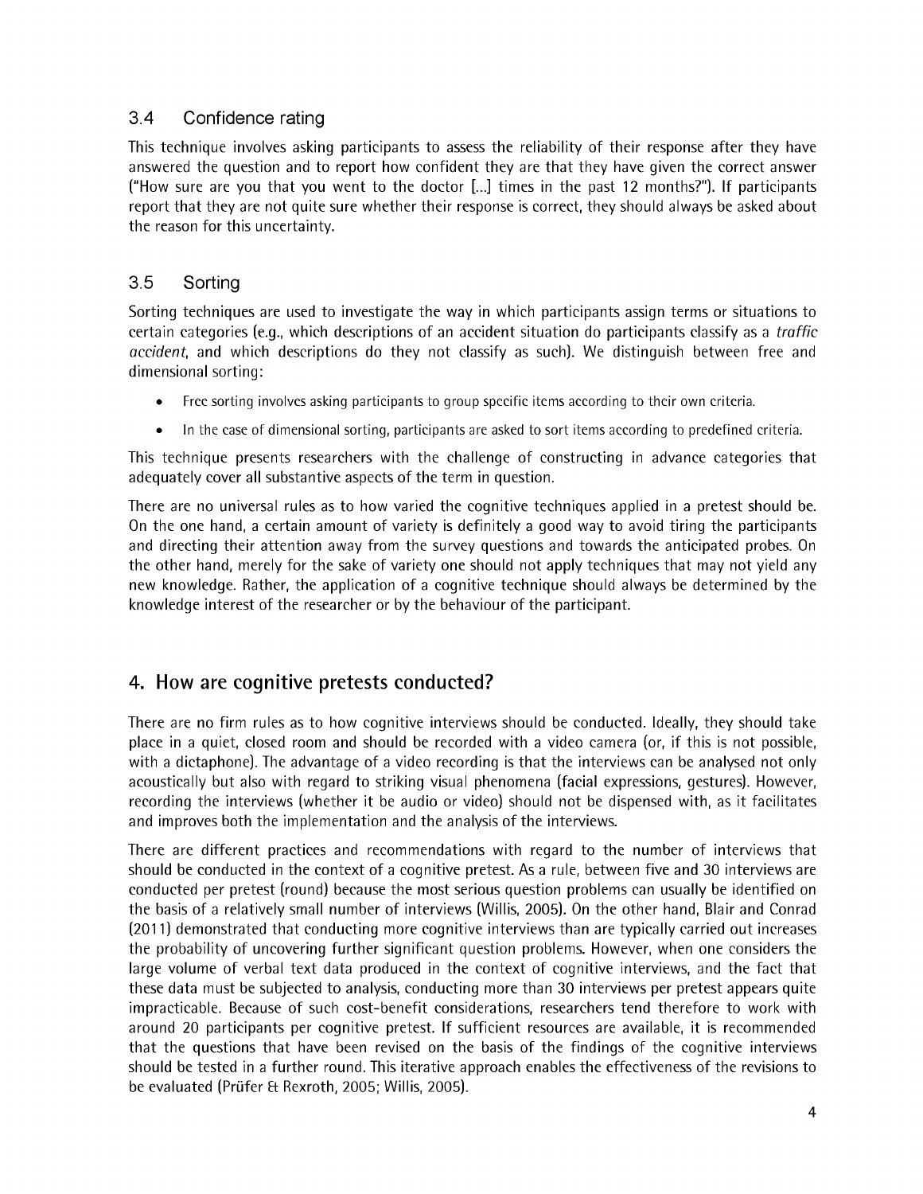### 3.4 Confidence rating

This technique involves asking participants to assess the reliability of their response after they have answered the question and to report how confident they are that they have given the correct answer ("How sure are you that you went to the doctor [...] times in the past 12 months?"). If participants report that they are not quite sure whether their response is correct, they should always be asked about the reason for this uncertainty.

### 3.5 Sorting

Sorting techniques are used to investigate the way in which participants assign terms or situations to certain categories (e.g., which descriptions of an accident situation do participants classify as a *traffic accident*, and which descriptions do they not classify as such). We distinguish between free and dimensional sorting:

- Free sorting involves asking participants to group specific items according to their own criteria.
- In the case of dimensional sorting, participants are asked to sort items according to predefined criteria.

This technique presents researchers with the challenge of constructing in advance categories that adequately cover all substantive aspects of the term in question.

There are no universal rules as to how varied the cognitive techniques applied in a pretest should be. On the one hand, a certain amount of variety is definitely a good way to avoid tiring the participants and directing their attention away from the survey questions and towards the anticipated probes. On the other hand, merely for the sake of variety one should not apply techniques that may not yield any new knowledge. Rather, the application of a cognitive technique should always be determined by the knowledge interest of the researcher or by the behaviour of the participant.

## 4. How are cognitive pretests conducted?

There are no firm rules as to how cognitive interviews should be conducted. Ideally, they should take place in a quiet, closed room and should be recorded with a video camera (or, if this is not possible, with a dictaphone). The advantage of a video recording is that the interviews can be analysed not only acoustically but also with regard to striking visual phenomena (facial expressions, gestures). However, recording the interviews (whether it be audio or video) should not be dispensed with, as it facilitates and improves both the implementation and the analysis of the interviews.

There are different practices and recommendations with regard to the number of interviews that should be conducted in the context of a cognitive pretest. As a rule, between five and 30 interviews are conducted per pretest (round) because the most serious question problems can usually be identified on the basis of a relatively small number of interviews (Willis, 2005). On the other hand, Blair and Conrad (2011) demonstrated that conducting more cognitive interviews than are typically carried out increases the probability of uncovering further significant question problems. However, when one considers the large volume of verbal text data produced in the context of cognitive interviews, and the fact that these data must be subjected to analysis, conducting more than 30 interviews per pretest appears quite impracticable. Because of such cost-benefit considerations, researchers tend therefore to work with around 20 participants per cognitive pretest. If sufficient resources are available, it is recommended that the questions that have been revised on the basis of the findings of the cognitive interviews should be tested in a further round. This iterative approach enables the effectiveness of the revisions to be evaluated (Prüfer & Rexroth, 2005; Willis, 2005).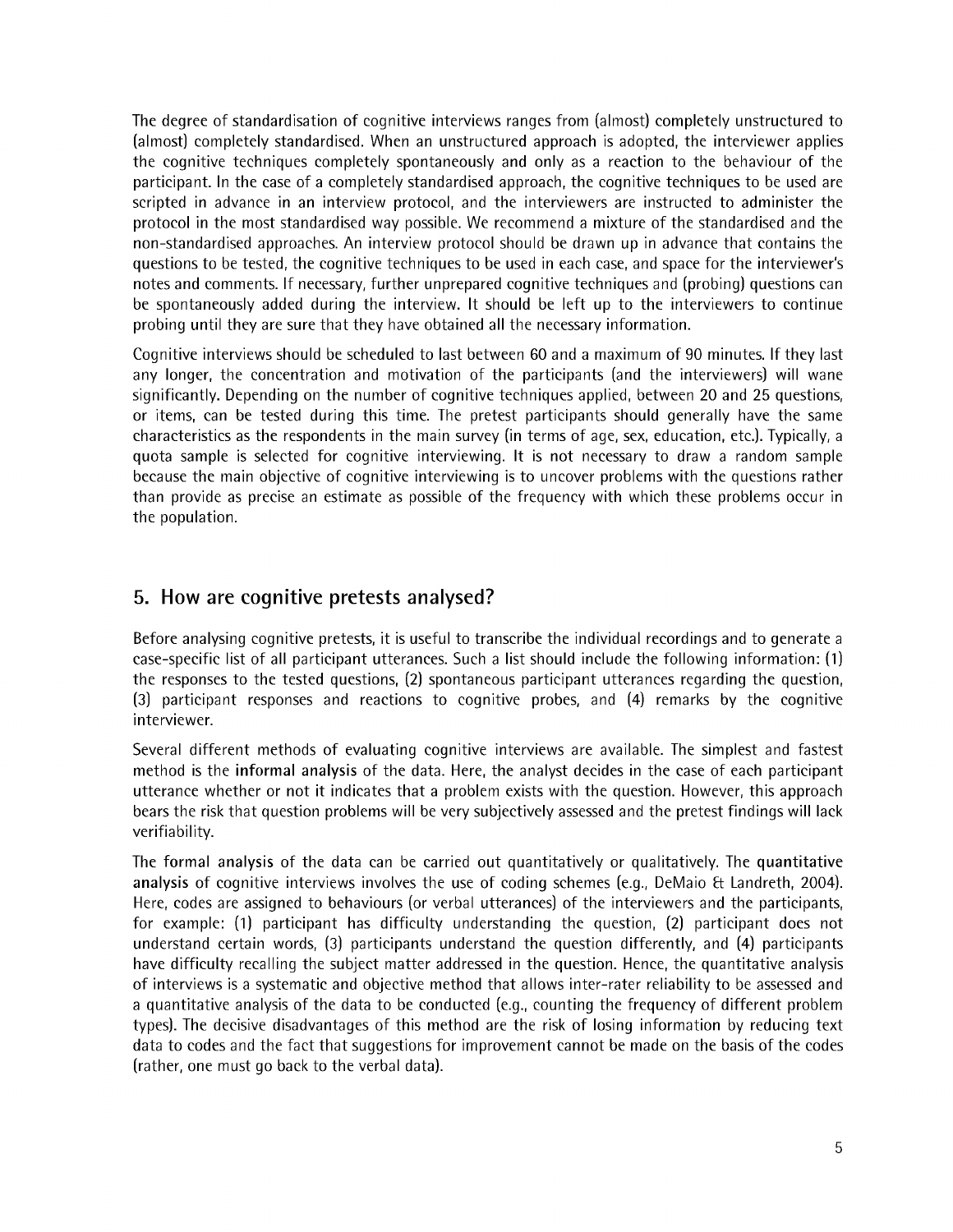The degree of standardisation of cognitive interviews ranges from (almost) completely unstructured to (almost) completely standardised. When an unstructured approach is adopted, the interviewer applies the cognitive techniques completely spontaneously and only as a reaction to the behaviour of the participant. In the case of a completely standardised approach, the cognitive techniques to be used are scripted in advance in an interview protocol, and the interviewers are instructed to administer the protocol in the most standardised way possible. We recommend a mixture of the standardised and the non-standardised approaches. An interview protocol should be drawn up in advance that contains the questions to be tested, the cognitive techniques to be used in each case, and space for the interviewer's notes and comments. If necessary, further unprepared cognitive techniques and (probing) questions can be spontaneously added during the interview. It should be left up to the interviewers to continue probing until they are sure that they have obtained all the necessary information.

Cognitive interviews should be scheduled to last between 60 and a maximum of 90 minutes. If they last any longer, the concentration and motivation of the participants (and the interviewers) will wane significantly. Depending on the number of cognitive techniques applied, between 20 and 25 questions, or items, can be tested during this time. The pretest participants should generally have the same characteristics as the respondents in the main survey (in terms of age, sex, education, etc.). Typically, a quota sample is selected for cognitive interviewing. It is not necessary to draw a random sample because the main objective of cognitive interviewing is to uncover problems with the questions rather than provide as precise an estimate as possible of the frequency with which these problems occur in the population.

## 5. How are cognitive pretests analysed?

Before analysing cognitive pretests, it is useful to transcribe the individual recordings and to generate a case-specific list of all participant utterances. Such a list should include the following information: (1) the responses to the tested questions, (2) spontaneous participant utterances regarding the question, (3) participant responses and reactions to cognitive probes, and (4) remarks by the cognitive interviewer.

Several different methods of evaluating cognitive interviews are available. The simplest and fastest method is the **informal analysis** of the data. Here, the analyst decides in the case of each participant utterance whether or not it indicates that a problem exists with the question. However, this approach bears the risk that question problems will be very subjectively assessed and the pretest findings will lack verifiability.

The **formal analysis** of the data can be carried out quantitatively or qualitatively. The **quantitative analysis** of cognitive interviews involves the use of coding schemes (e.g., DeMaio & Landreth, 2004). Here, codes are assigned to behaviours (or verbal utterances) of the interviewers and the participants, for example: (1) participant has difficulty understanding the question, (2) participant does not understand certain words, (3) participants understand the question differently, and (4) participants have difficulty recalling the subject matter addressed in the question. Hence, the quantitative analysis of interviews is a systematic and objective method that allows inter-rater reliability to be assessed and a quantitative analysis of the data to be conducted (e.g., counting the frequency of different problem types). The decisive disadvantages of this method are the risk of losing information by reducing text data to codes and the fact that suggestions for improvement cannot be made on the basis of the codes (rather, one must go back to the verbal data).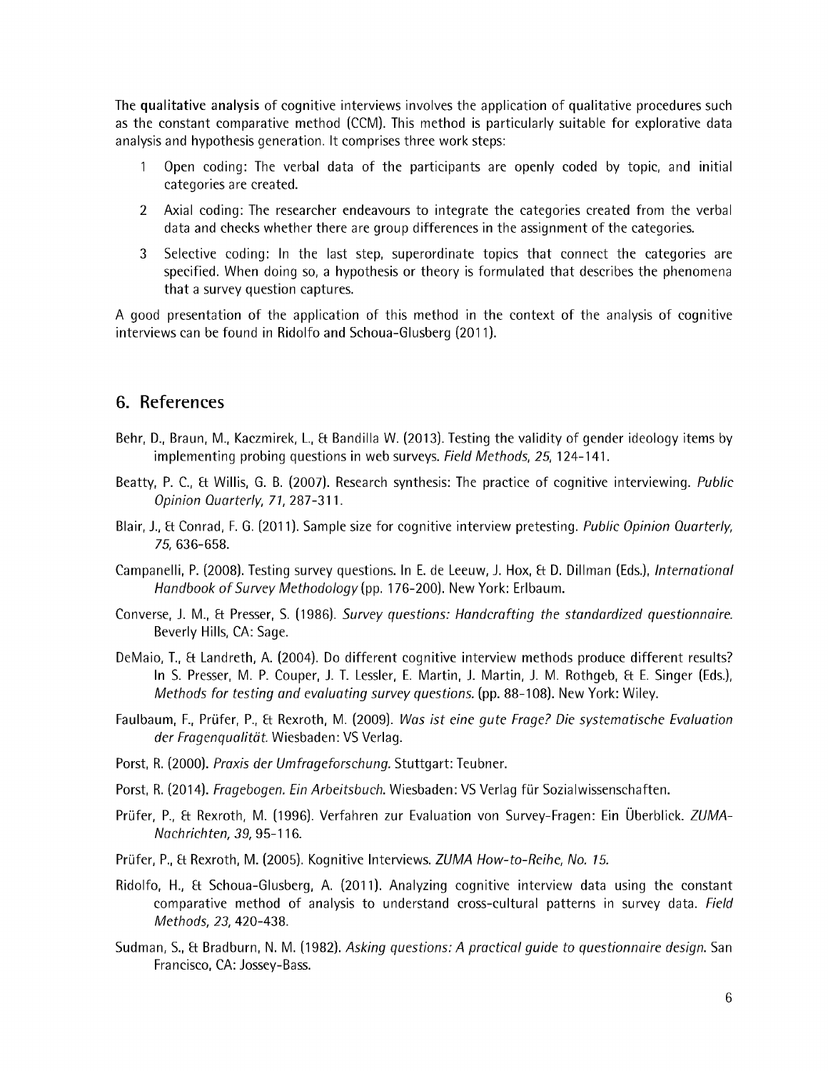The **qualitative analysis** of cognitive interviews involves the application of qualitative procedures such as the constant comparative method (CCM). This method is particularly suitable for explorative data analysis and hypothesis generation. It comprises three work steps:

1. Open coding: The verbal data of the participants are openly coded by topic, and initial categories are created.
2. Axial coding: The researcher endeavours to integrate the categories created from the verbal data and checks whether there are group differences in the assignment of the categories.
3. Selective coding: In the last step, superordinate topics that connect the categories are specified. When doing so, a hypothesis or theory is formulated that describes the phenomena that a survey question captures.

A good presentation of the application of this method in the context of the analysis of cognitive interviews can be found in Ridolfo and Schoua-Glusberg (2011).

## 6. References

Behr, D., Braun, M., Kaczmirek, L., & Bandilla W. (2013). Testing the validity of gender ideology items by implementing probing questions in web surveys. *Field Methods, 25*, 124-141.

Beatty, P. C., & Willis, G. B. (2007). Research synthesis: The practice of cognitive interviewing. *Public Opinion Quarterly, 71*, 287-311.

Blair, J., & Conrad, F. G. (2011). Sample size for cognitive interview pretesting. *Public Opinion Quarterly, 75*, 636-658.

Campanelli, P. (2008). Testing survey questions. In E. de Leeuw, J. Hox, & D. Dillman (Eds.), *International Handbook of Survey Methodology* (pp. 176-200). New York: Erlbaum.

Converse, J. M., & Presser, S. (1986). *Survey questions: Handcrafting the standardized questionnaire.* Beverly Hills, CA: Sage.

DeMaio, T., & Landreth, A. (2004). Do different cognitive interview methods produce different results? In S. Presser, M. P. Couper, J. T. Lessler, E. Martin, J. Martin, J. M. Rothgeb, & E. Singer (Eds.), *Methods for testing and evaluating survey questions.* (pp. 88-108). New York: Wiley.

Faulbaum, F., Prüfer, P., & Rexroth, M. (2009). *Was ist eine gute Frage? Die systematische Evaluation der Fragenqualität.* Wiesbaden: VS Verlag.

Porst, R. (2000). *Praxis der Umfrageforschung.* Stuttgart: Teubner.

Porst, R. (2014). *Fragebogen. Ein Arbeitsbuch.* Wiesbaden: VS Verlag für Sozialwissenschaften.

Prüfer, P., & Rexroth, M. (1996). Verfahren zur Evaluation von Survey-Fragen: Ein Überblick. *ZUMA-Nachrichten, 39*, 95-116.

Prüfer, P., & Rexroth, M. (2005). Kognitive Interviews. *ZUMA How-to-Reihe, No. 15.*

Ridolfo, H., & Schoua-Glusberg, A. (2011). Analyzing cognitive interview data using the constant comparative method of analysis to understand cross-cultural patterns in survey data. *Field Methods, 23*, 420-438.

Sudman, S., & Bradburn, N. M. (1982). *Asking questions: A practical guide to questionnaire design.* San Francisco, CA: Jossey-Bass.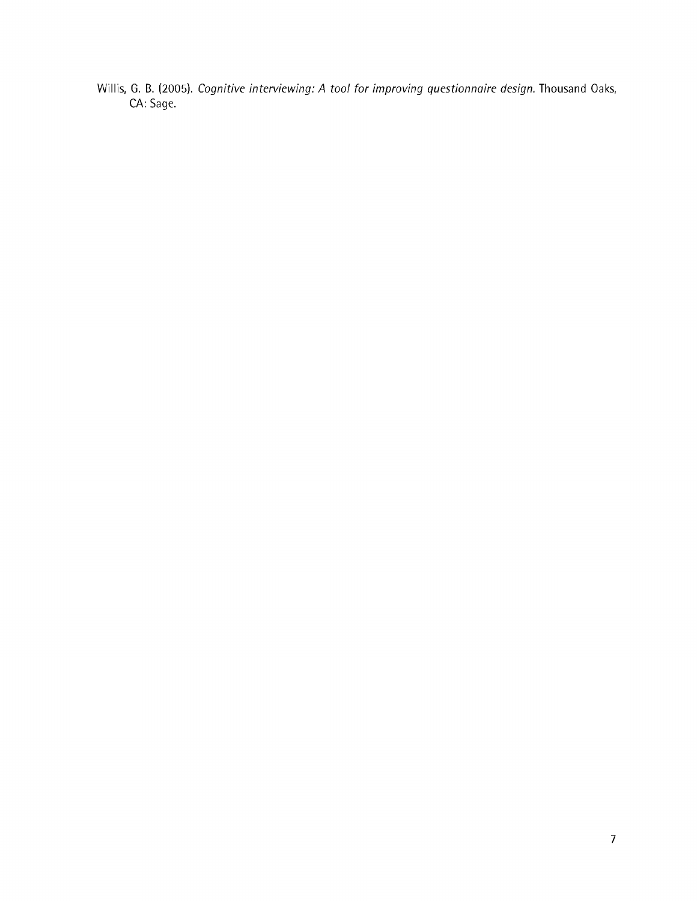Willis, G. B. (2005). *Cognitive interviewing: A tool for improving questionnaire design.* Thousand Oaks, CA: Sage.